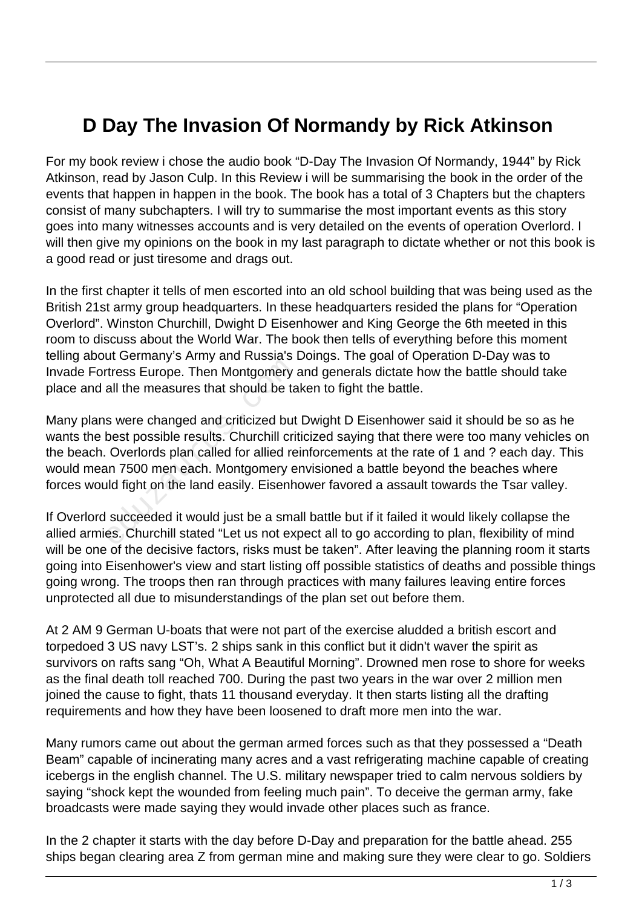# D Day The Invasion Of Normandy by Rick Atkinson

For my book review i chose the audio book "D-Day The Invasion Of Normandy, 1944" by Rick Atkinson, read by Jason Culp. In this Review i will be summarising the book in the order of the events that happen in happen in the book. The book has a total of 3 Chapters but the chapters consist of many subchapters. I will try to summarise the most important events as this story goes into many witnesses accounts and is very detailed on the events of operation Overlord. I will then give my opinions on the book in my last paragraph to dictate whether or not this book is a good read or just tiresome and drags out.

In the first chapter it tells of men escorted into an old school building that was being used as the British 21st army group headquarters. In these headquarters resided the plans for "Operation Overlord". Winston Churchill, Dwight D Eisenhower and King George the 6th meeted in this room to discuss about the World War. The book then tells of everything before this moment telling about Germany's Army and Russia's Doings. The goal of Operation D-Day was to Invade Fortress Europe. Then Montgomery and generals dictate how the battle should take place and all the measures that should be taken to fight the battle.

Many plans were changed and criticized but Dwight D Eisenhower said it should be so as he wants the best possible results. Churchill criticized saying that there were too many vehicles on the beach. Overlords plan called for allied reinforcements at the rate of 1 and ? each day. This would mean 7500 men each. Montgomery envisioned a battle beyond the beaches where forces would fight on the land easily. Eisenhower favored a assault towards the Tsar valley.

If Overlord succeeded it would just be a small battle but if it failed it would likely collapse the allied armies. Churchill stated "Let us not expect all to go according to plan, flexibility of mind will be one of the decisive factors, risks must be taken". After leaving the planning room it starts going into Eisenhower's view and start listing off possible statistics of deaths and possible things going wrong. The troops then ran through practices with many failures leaving entire forces unprotected all due to misunderstandings of the plan set out before them.

At 2 AM 9 German U-boats that were not part of the exercise aludded a british escort and torpedoed 3 US navy LST's. 2 ships sank in this conflict but it didn't waver the spirit as survivors on rafts sang "Oh, What A Beautiful Morning". Drowned men rose to shore for weeks as the final death toll reached 700. During the past two years in the war over 2 million men joined the cause to fight, thats 11 thousand everyday. It then starts listing all the drafting requirements and how they have been loosened to draft more men into the war.

Many rumors came out about the german armed forces such as that they possessed a "Death Beam" capable of incinerating many acres and a vast refrigerating machine capable of creating icebergs in the english channel. The U.S. military newspaper tried to calm nervous soldiers by saying "shock kept the wounded from feeling much pain". To deceive the german army, fake broadcasts were made saying they would invade other places such as france.

In the 2 chapter it starts with the day before D-Day and preparation for the battle ahead. 255 ships began clearing area Z from german mine and making sure they were clear to go. Soldiers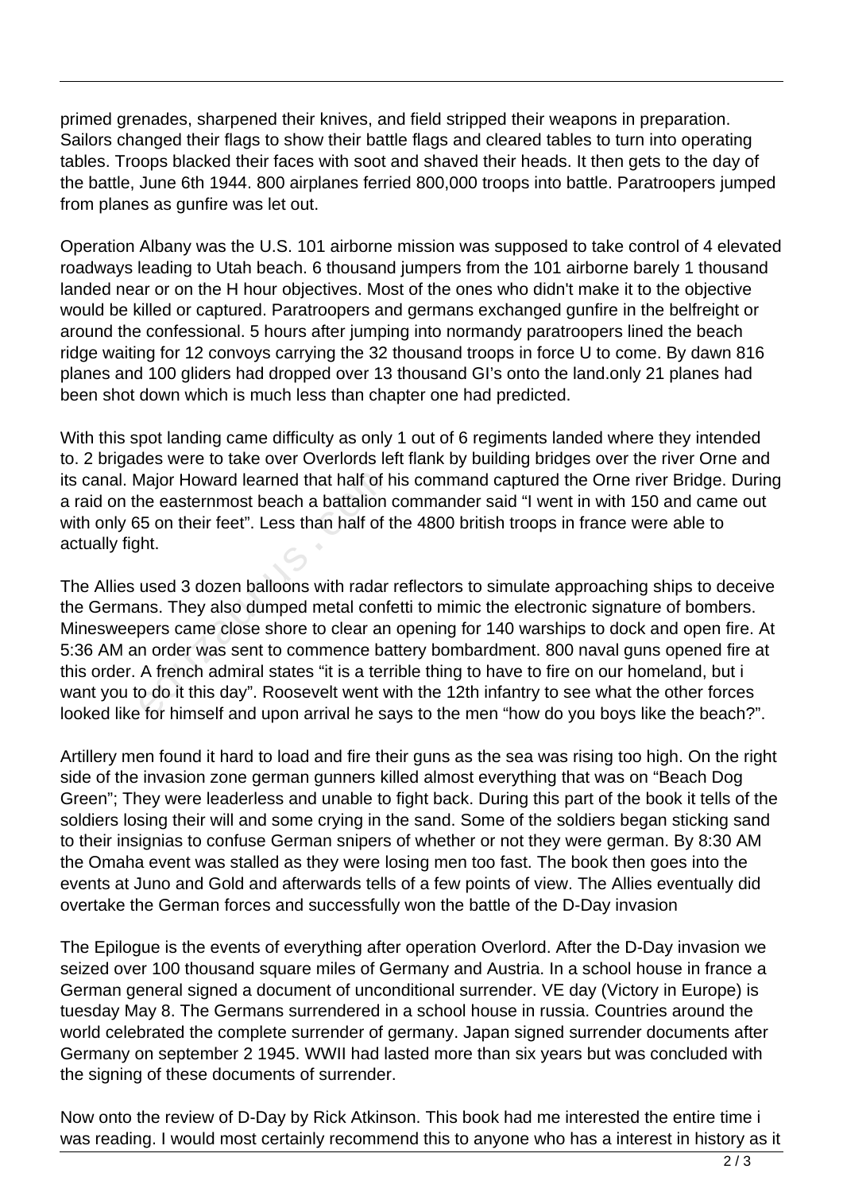primed grenades, sharpened their knives, and field stripped their weapons in preparation. Sailors changed their flags to show their battle flags and cleared tables to turn into operating tables. Troops blacked their faces with soot and shaved their heads. It then gets to the day of the battle, June 6th 1944. 800 airplanes ferried 800,000 troops into battle. Paratroopers jumped from planes as gunfire was let out.

Operation Albany was the U.S. 101 airborne mission was supposed to take control of 4 elevated roadways leading to Utah beach. 6 thousand jumpers from the 101 airborne barely 1 thousand landed near or on the H hour objectives. Most of the ones who didn't make it to the objective would be killed or captured. Paratroopers and germans exchanged gunfire in the belfreight or around the confessional. 5 hours after jumping into normandy paratroopers lined the beach ridge waiting for 12 convoys carrying the 32 thousand troops in force U to come. By dawn 816 planes and 100 gliders had dropped over 13 thousand GI's onto the land.only 21 planes had been shot down which is much less than chapter one had predicted.

With this spot landing came difficulty as only 1 out of 6 regiments landed where they intended to. 2 brigades were to take over Overlords left flank by building bridges over the river Orne and its canal. Major Howard learned that half of his command captured the Orne river Bridge. During a raid on the easternmost beach a battalion commander said "I went in with 150 and came out with only 65 on their feet". Less than half of the 4800 british troops in france were able to actually fight.

The Allies used 3 dozen balloons with radar reflectors to simulate approaching ships to deceive the Germans. They also dumped metal confetti to mimic the electronic signature of bombers. Minesweepers came close shore to clear an opening for 140 warships to dock and open fire. At 5:36 AM an order was sent to commence battery bombardment. 800 naval guns opened fire at this order. A french admiral states "it is a terrible thing to have to fire on our homeland, but i want you to do it this day". Roosevelt went with the 12th infantry to see what the other forces looked like for himself and upon arrival he says to the men "how do you boys like the beach?".

Artillery men found it hard to load and fire their guns as the sea was rising too high. On the right side of the invasion zone german gunners killed almost everything that was on "Beach Dog Green"; They were leaderless and unable to fight back. During this part of the book it tells of the soldiers losing their will and some crying in the sand. Some of the soldiers began sticking sand to their insignias to confuse German snipers of whether or not they were german. By 8:30 AM the Omaha event was stalled as they were losing men too fast. The book then goes into the events at Juno and Gold and afterwards tells of a few points of view. The Allies eventually did overtake the German forces and successfully won the battle of the D-Day invasion

The Epilogue is the events of everything after operation Overlord. After the D-Day invasion we seized over 100 thousand square miles of Germany and Austria. In a school house in france a German general signed a document of unconditional surrender. VE day (Victory in Europe) is tuesday May 8. The Germans surrendered in a school house in russia. Countries around the world celebrated the complete surrender of germany. Japan signed surrender documents after Germany on september 2 1945. WWII had lasted more than six years but was concluded with the signing of these documents of surrender.

Now onto the review of D-Day by Rick Atkinson. This book had me interested the entire time i was reading. I would most certainly recommend this to anyone who has a interest in history as it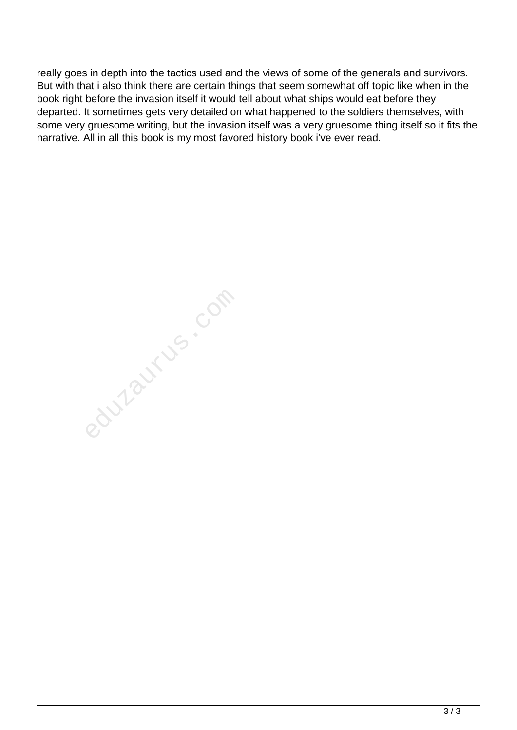really goes in depth into the tactics used and the views of some of the generals and survivors. But with that i also think there are certain things that seem somewhat off topic like when in the book right before the invasion itself it would tell about what ships would eat before they departed. It sometimes gets very detailed on what happened to the soldiers themselves, with some very gruesome writing, but the invasion itself was a very gruesome thing itself so it fits the narrative. All in all this book is my most favored history book i've ever read.